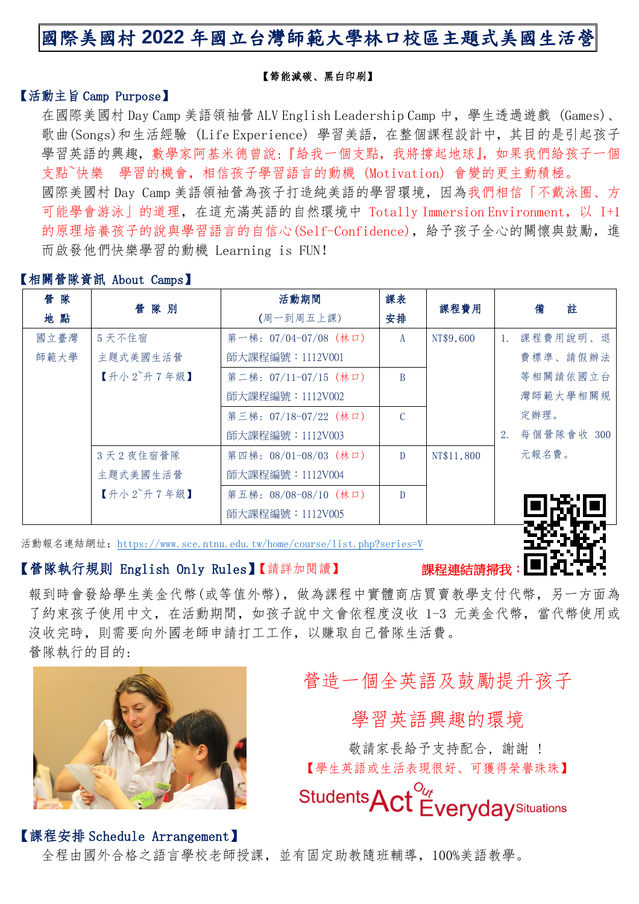# 國際美國村 2022 年國立台灣師範大學林口校區主題式美國生活營

【節能減碳、黑白印刷】

## 【活動主旨 Camp Purpose】

在國際美國村 Day Camp 美語領袖營 ALV English Leadership Camp 中，學生透過遊戲 (Games)、歌曲(Songs)和生活經驗 (Life Experience) 學習美語，在整個課程設計中，其目的是引起孩子學習英語的興趣，數學家阿基米德曾說:『給我一個支點，我將撐起地球』，如果我們給孩子一個支點~快樂 學習的機會，相信孩子學習語言的動機 (Motivation) 會變的更主動積極。

國際美國村 Day Camp 美語領袖營為孩子打造純美語的學習環境，因為我們相信「不戴泳圈、方可能學會游泳」的道理，在這充滿英語的自然環境中 Totally Immersion Environment, 以 I+1 的原理培養孩子的說與學習語言的自信心(Self-Confidence)，給予孩子全心的關懷與鼓勵，進而啟發他們快樂學習的動機 Learning is FUN!

## 【相關營隊資訊 About Camps】

| 營隊地點 | 營隊別 | 活動期間(周一到周五上課) | 課表安排 | 課程費用 | 備 註 |
|---|---|---|---|---|---|
| 國立臺灣師範大學 | 5 天不住宿 主題式美國生活營 【升小 2~升 7 年級】 | 第一梯: 07/04-07/08 (林口) 師大課程編號：1112V001 | A | NT$9,600 | 1. 課程費用說明、退費標準、請假辦法等相關請依國立台灣師範大學相關規定辦理。 2. 每個營隊會收 300 元報名費。 |
| | | 第二梯: 07/11-07/15 (林口) 師大課程編號：1112V002 | B | | |
| | | 第三梯: 07/18-07/22 (林口) 師大課程編號：1112V003 | C | | |
| | 3 天 2 夜住宿營隊 主題式美國生活營 【升小 2~升 7 年級】 | 第四梯: 08/01-08/03 (林口) 師大課程編號：1112V004 | D | NT$11,800 | |
| | | 第五梯: 08/08-08/10 (林口) 師大課程編號：1112V005 | D | | |

活動報名連結網址: https://www.sce.ntnu.edu.tw/home/course/list.php?series=V

課程連結請掃我：

## 【營隊執行規則 English Only Rules】【請詳加閱讀】

報到時會發給學生美金代幣(或等值外幣)，做為課程中實體商店買賣教學支付代幣，另一方面為了約束孩子使用中文，在活動期間，如孩子說中文會依程度沒收 1-3 元美金代幣，當代幣使用或沒收完時，則需要向外國老師申請打工工作，以賺取自己營隊生活費。

營隊執行的目的:

營造一個全英語及鼓勵提升孩子

學習英語興趣的環境

敬請家長給予支持配合，謝謝 !

【學生英語或生活表現很好、可獲得榮譽珠珠】

Students Act Out Everyday Situations

## 【課程安排 Schedule Arrangement】

全程由國外合格之語言學校老師授課，並有固定助教隨班輔導，100%美語教學。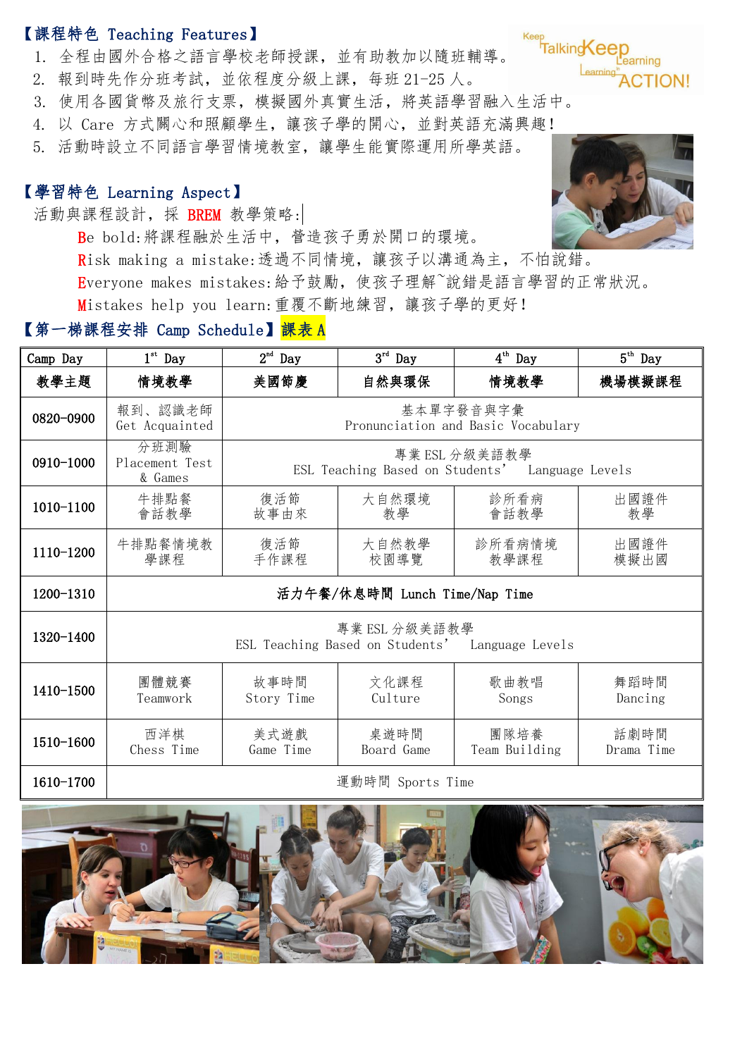【課程特色 Teaching Features】

1. 全程由國外合格之語言學校老師授課，並有助教加以隨班輔導。
2. 報到時先作分班考試，並依程度分級上課，每班 21-25 人。
3. 使用各國貨幣及旅行支票，模擬國外真實生活，將英語學習融入生活中。
4. 以 Care 方式關心和照顧學生，讓孩子學的開心，並對英語充滿興趣！
5. 活動時設立不同語言學習情境教室，讓學生能實際運用所學英語。

【學習特色 Learning Aspect】

活動與課程設計，採 BREM 教學策略:

Be bold:將課程融於生活中，營造孩子勇於開口的環境。

Risk making a mistake:透過不同情境，讓孩子以溝通為主，不怕說錯。

Everyone makes mistakes:給予鼓勵，使孩子理解~說錯是語言學習的正常狀況。

Mistakes help you learn:重覆不斷地練習，讓孩子學的更好！

【第一梯課程安排 Camp Schedule】課表 A

| Camp Day | 1st Day | 2nd Day | 3rd Day | 4th Day | 5th Day |
|---|---|---|---|---|---|
| 教學主題 | 情境教學 | 美國節慶 | 自然與環保 | 情境教學 | 機場模擬課程 |
| 0820-0900 | 報到、認識老師 Get Acquainted | 基本單字發音與字彙 Pronunciation and Basic Vocabulary | | | |
| 0910-1000 | 分班測驗 Placement Test & Games | 專業 ESL 分級美語教學 ESL Teaching Based on Students' Language Levels | | | |
| 1010-1100 | 牛排點餐 會話教學 | 復活節 故事由來 | 大自然環境 教學 | 診所看病 會話教學 | 出國證件 教學 |
| 1110-1200 | 牛排點餐情境教學課程 | 復活節 手作課程 | 大自然教學 校園導覽 | 診所看病情境 教學課程 | 出國證件 模擬出國 |
| 1200-1310 | 活力午餐/休息時間 Lunch Time/Nap Time | | | | |
| 1320-1400 | 專業 ESL 分級美語教學 ESL Teaching Based on Students' Language Levels | | | | |
| 1410-1500 | 團體競賽 Teamwork | 故事時間 Story Time | 文化課程 Culture | 歌曲教唱 Songs | 舞蹈時間 Dancing |
| 1510-1600 | 西洋棋 Chess Time | 美式遊戲 Game Time | 桌遊時間 Board Game | 團隊培養 Team Building | 話劇時間 Drama Time |
| 1610-1700 | 運動時間 Sports Time | | | | |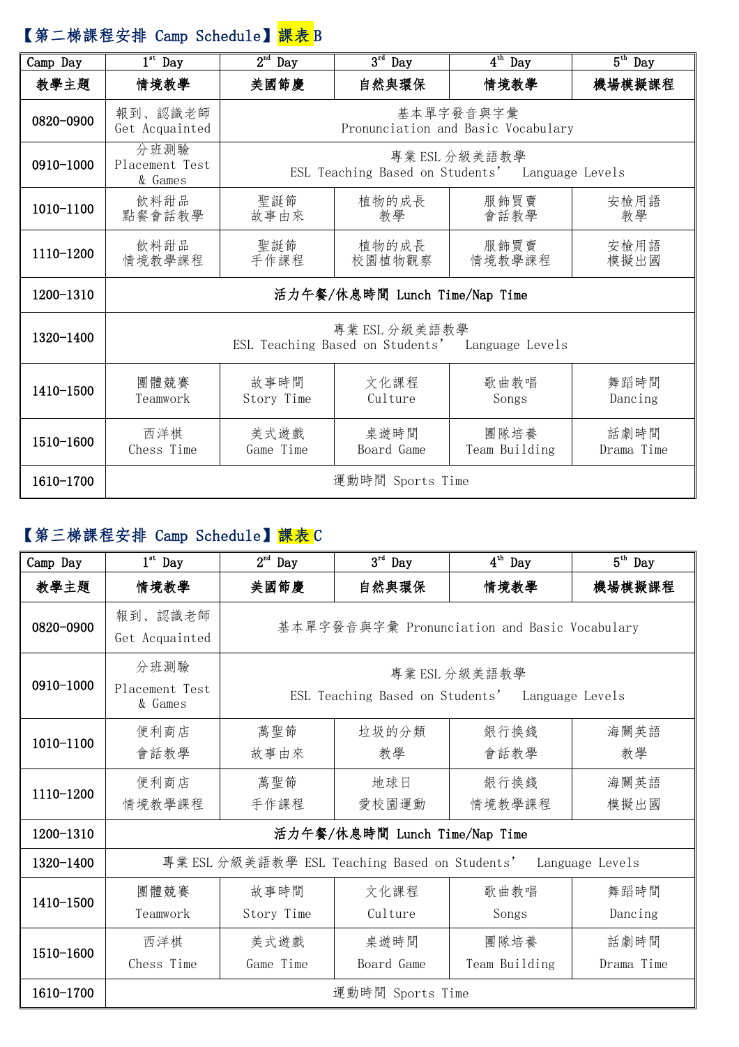## 【第二梯課程安排 Camp Schedule】課表 B

| Camp Day | 1st Day | 2nd Day | 3rd Day | 4th Day | 5th Day |
|---|---|---|---|---|---|
| **教學主題** | **情境教學** | **美國節慶** | **自然與環保** | **情境教學** | **機場模擬課程** |
| 0820-0900 | 報到、認識老師 Get Acquainted | 基本單字發音與字彙 Pronunciation and Basic Vocabulary | | | |
| 0910-1000 | 分班測驗 Placement Test & Games | 專業 ESL 分級美語教學 ESL Teaching Based on Students' Language Levels | | | |
| 1010-1100 | 飲料甜品 點餐會話教學 | 聖誕節 故事由來 | 植物的成長 教學 | 服飾買賣 會話教學 | 安檢用語 教學 |
| 1110-1200 | 飲料甜品 情境教學課程 | 聖誕節 手作課程 | 植物的成長 校園植物觀察 | 服飾買賣 情境教學課程 | 安檢用語 模擬出國 |
| 1200-1310 | **活力午餐/休息時間 Lunch Time/Nap Time** | | | | |
| 1320-1400 | 專業 ESL 分級美語教學 ESL Teaching Based on Students' Language Levels | | | | |
| 1410-1500 | 團體競賽 Teamwork | 故事時間 Story Time | 文化課程 Culture | 歌曲教唱 Songs | 舞蹈時間 Dancing |
| 1510-1600 | 西洋棋 Chess Time | 美式遊戲 Game Time | 桌遊時間 Board Game | 團隊培養 Team Building | 話劇時間 Drama Time |
| 1610-1700 | 運動時間 Sports Time | | | | |

## 【第三梯課程安排 Camp Schedule】課表 C

| Camp Day | 1st Day | 2nd Day | 3rd Day | 4th Day | 5th Day |
|---|---|---|---|---|---|
| **教學主題** | **情境教學** | **美國節慶** | **自然與環保** | **情境教學** | **機場模擬課程** |
| 0820-0900 | 報到、認識老師 Get Acquainted | 基本單字發音與字彙 Pronunciation and Basic Vocabulary | | | |
| 0910-1000 | 分班測驗 Placement Test & Games | 專業 ESL 分級美語教學 ESL Teaching Based on Students' Language Levels | | | |
| 1010-1100 | 便利商店 會話教學 | 萬聖節 故事由來 | 垃圾的分類 教學 | 銀行換錢 會話教學 | 海關英語 教學 |
| 1110-1200 | 便利商店 情境教學課程 | 萬聖節 手作課程 | 地球日 愛校園運動 | 銀行換錢 情境教學課程 | 海關英語 模擬出國 |
| 1200-1310 | **活力午餐/休息時間 Lunch Time/Nap Time** | | | | |
| 1320-1400 | 專業 ESL 分級美語教學 ESL Teaching Based on Students' Language Levels | | | | |
| 1410-1500 | 團體競賽 Teamwork | 故事時間 Story Time | 文化課程 Culture | 歌曲教唱 Songs | 舞蹈時間 Dancing |
| 1510-1600 | 西洋棋 Chess Time | 美式遊戲 Game Time | 桌遊時間 Board Game | 團隊培養 Team Building | 話劇時間 Drama Time |
| 1610-1700 | 運動時間 Sports Time | | | | |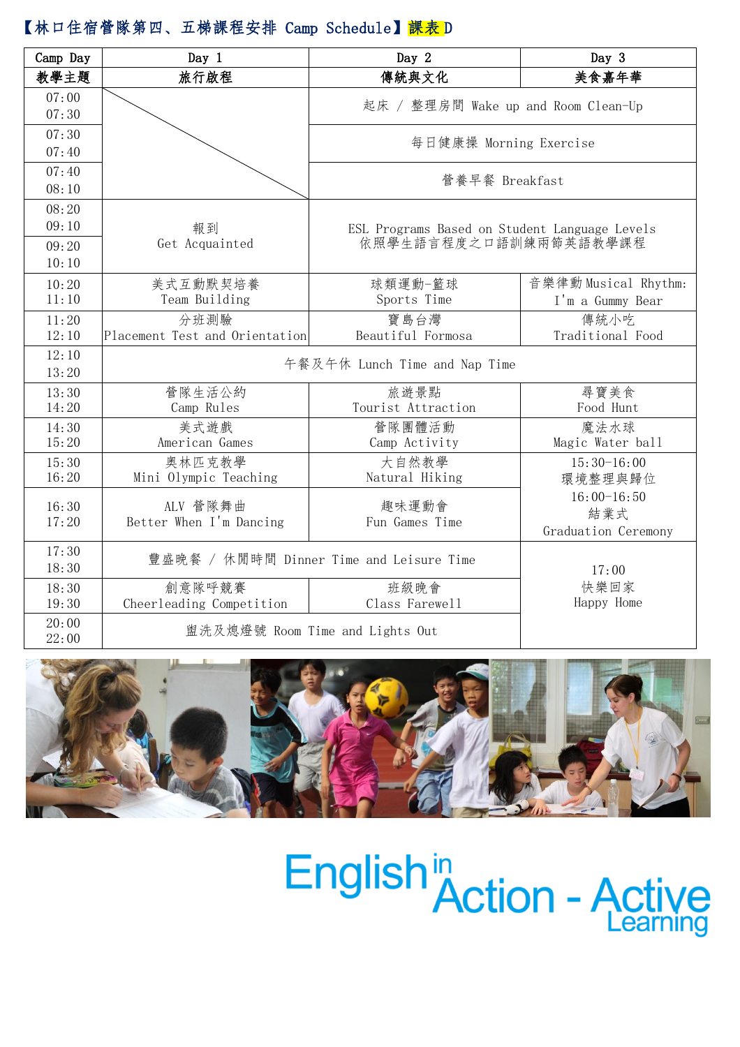# 【林口住宿營隊第四、五梯課程安排 Camp Schedule】課表 D

| Camp Day | Day 1 | Day 2 | Day 3 |
|---|---|---|---|
| 教學主題 | 旅行啟程 | 傳統與文化 | 美食嘉年華 |
| 07:00 07:30 | | 起床 / 整理房間 Wake up and Room Clean-Up | |
| 07:30 07:40 | | 每日健康操 Morning Exercise | |
| 07:40 08:10 | | 營養早餐 Breakfast | |
| 08:20 09:10 | 報到 Get Acquainted | ESL Programs Based on Student Language Levels 依照學生語言程度之口語訓練兩節英語教學課程 | |
| 09:20 10:10 | | | |
| 10:20 11:10 | 美式互動默契培養 Team Building | 球類運動-籃球 Sports Time | 音樂律動 Musical Rhythm: I'm a Gummy Bear |
| 11:20 12:10 | 分班測驗 Placement Test and Orientation | 寶島台灣 Beautiful Formosa | 傳統小吃 Traditional Food |
| 12:10 13:20 | 午餐及午休 Lunch Time and Nap Time | | |
| 13:30 14:20 | 營隊生活公約 Camp Rules | 旅遊景點 Tourist Attraction | 尋寶美食 Food Hunt |
| 14:30 15:20 | 美式遊戲 American Games | 營隊團體活動 Camp Activity | 魔法水球 Magic Water ball |
| 15:30 16:20 | 奧林匹克教學 Mini Olympic Teaching | 大自然教學 Natural Hiking | 15:30-16:00 環境整理與歸位 16:00-16:50 結業式 Graduation Ceremony |
| 16:30 17:20 | ALV 營隊舞曲 Better When I'm Dancing | 趣味運動會 Fun Games Time | |
| 17:30 18:30 | 豐盛晚餐 / 休閒時間 Dinner Time and Leisure Time | | 17:00 快樂回家 Happy Home |
| 18:30 19:30 | 創意隊呼競賽 Cheerleading Competition | 班級晚會 Class Farewell | |
| 20:00 22:00 | 盥洗及熄燈號 Room Time and Lights Out | | |

English in Action - Active Learning